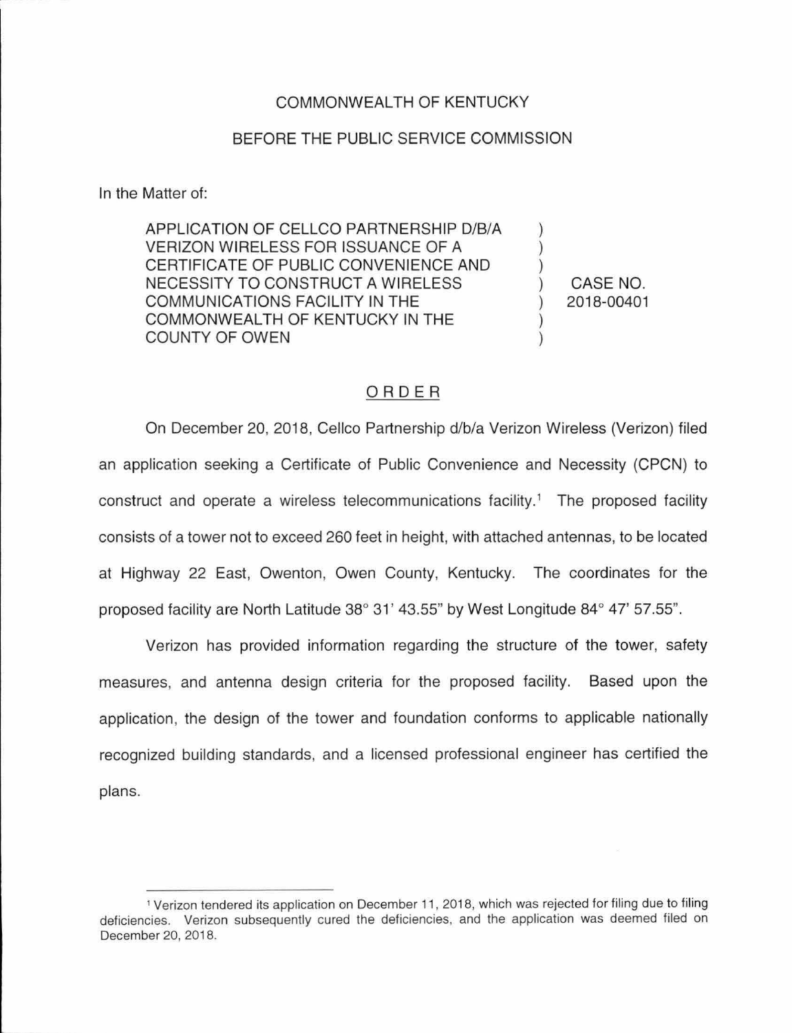COMMONWEALTH OF KENTUCKY

BEFORE THE PUBLIC SERVICE COMMISSION

In the Matter of:

| | | |
|---|---|---|
| APPLICATION OF CELLCO PARTNERSHIP D/B/A VERIZON WIRELESS FOR ISSUANCE OF A CERTIFICATE OF PUBLIC CONVENIENCE AND NECESSITY TO CONSTRUCT A WIRELESS COMMUNICATIONS FACILITY IN THE COMMONWEALTH OF KENTUCKY IN THE COUNTY OF OWEN | ) | CASE NO. 2018-00401 |

## ORDER

On December 20, 2018, Cellco Partnership d/b/a Verizon Wireless (Verizon) filed an application seeking a Certificate of Public Convenience and Necessity (CPCN) to construct and operate a wireless telecommunications facility.[1] The proposed facility consists of a tower not to exceed 260 feet in height, with attached antennas, to be located at Highway 22 East, Owenton, Owen County, Kentucky. The coordinates for the proposed facility are North Latitude 38° 31' 43.55" by West Longitude 84° 47' 57.55".

Verizon has provided information regarding the structure of the tower, safety measures, and antenna design criteria for the proposed facility. Based upon the application, the design of the tower and foundation conforms to applicable nationally recognized building standards, and a licensed professional engineer has certified the plans.

---

[1] Verizon tendered its application on December 11, 2018, which was rejected for filing due to filing deficiencies. Verizon subsequently cured the deficiencies, and the application was deemed filed on December 20, 2018.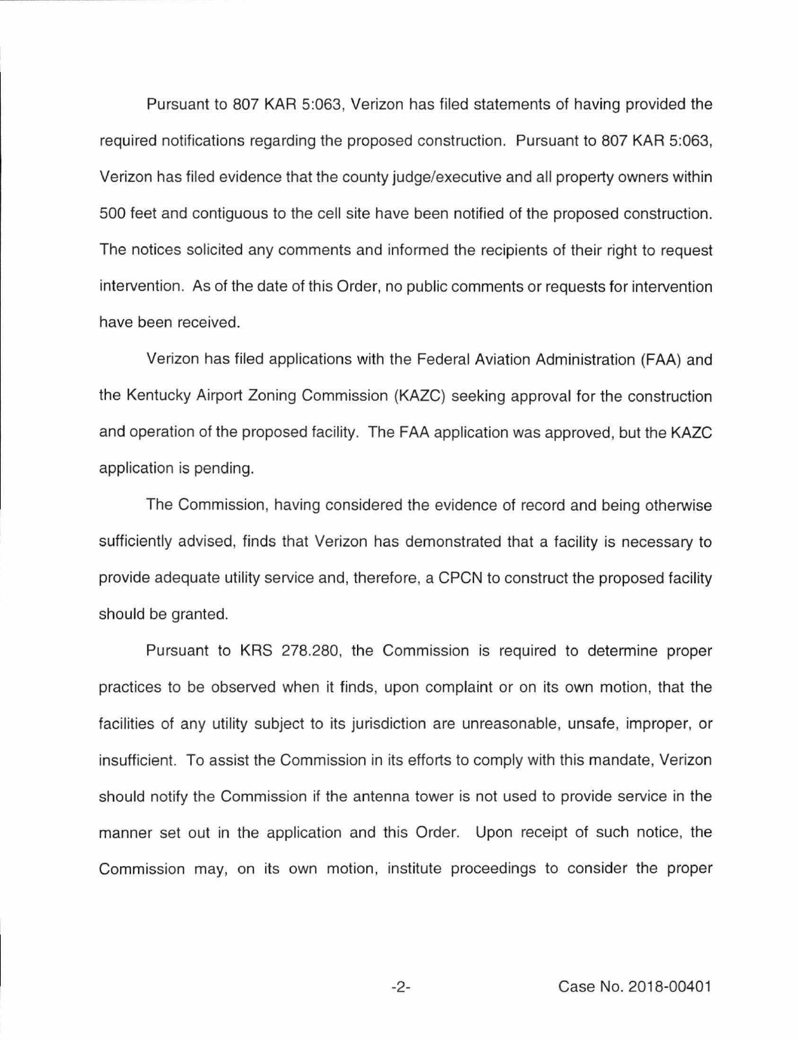Pursuant to 807 KAR 5:063, Verizon has filed statements of having provided the required notifications regarding the proposed construction. Pursuant to 807 KAR 5:063, Verizon has filed evidence that the county judge/executive and all property owners within 500 feet and contiguous to the cell site have been notified of the proposed construction. The notices solicited any comments and informed the recipients of their right to request intervention. As of the date of this Order, no public comments or requests for intervention have been received.

Verizon has filed applications with the Federal Aviation Administration (FAA) and the Kentucky Airport Zoning Commission (KAZC) seeking approval for the construction and operation of the proposed facility. The FAA application was approved, but the KAZC application is pending.

The Commission, having considered the evidence of record and being otherwise sufficiently advised, finds that Verizon has demonstrated that a facility is necessary to provide adequate utility service and, therefore, a CPCN to construct the proposed facility should be granted.

Pursuant to KRS 278.280, the Commission is required to determine proper practices to be observed when it finds, upon complaint or on its own motion, that the facilities of any utility subject to its jurisdiction are unreasonable, unsafe, improper, or insufficient. To assist the Commission in its efforts to comply with this mandate, Verizon should notify the Commission if the antenna tower is not used to provide service in the manner set out in the application and this Order. Upon receipt of such notice, the Commission may, on its own motion, institute proceedings to consider the proper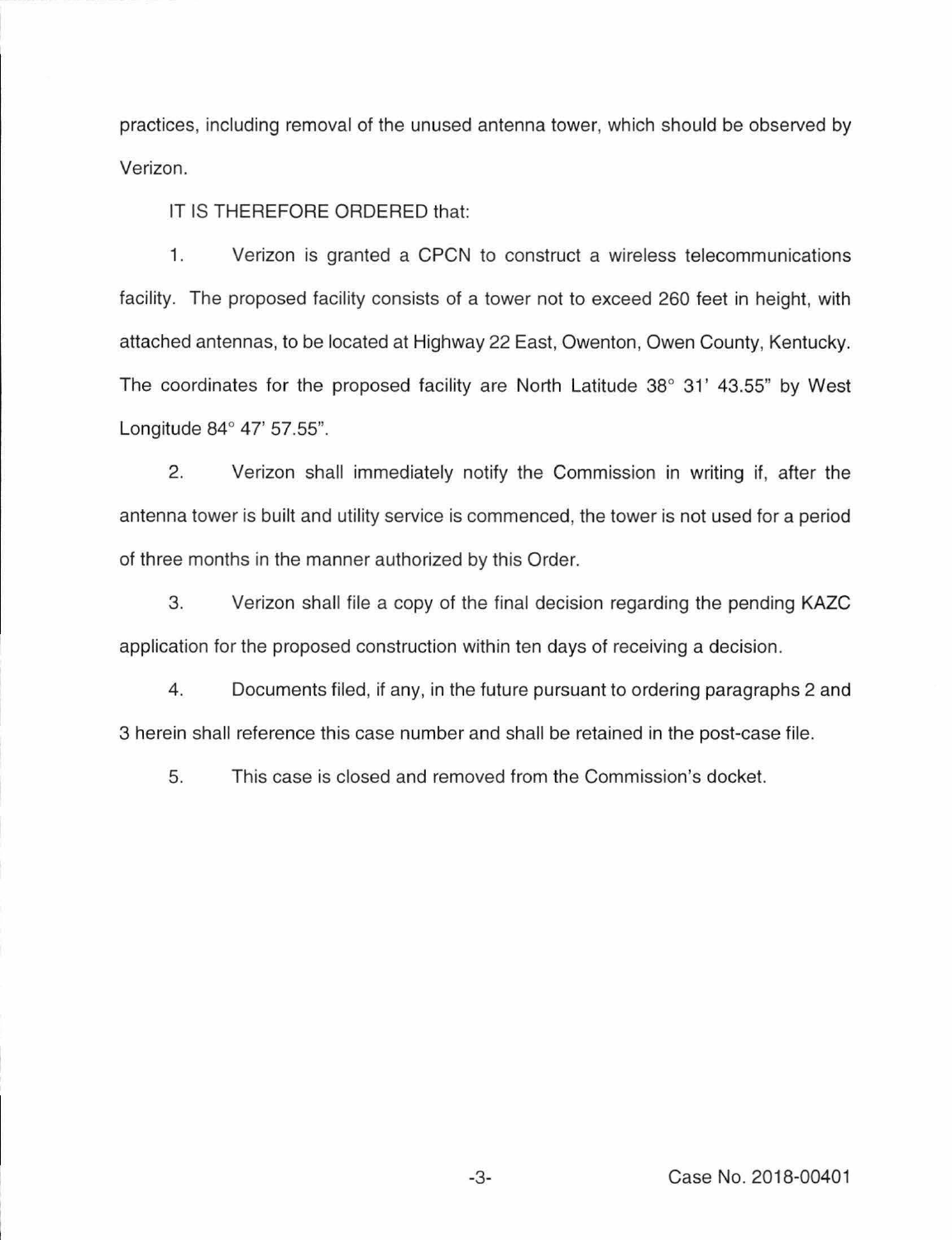practices, including removal of the unused antenna tower, which should be observed by Verizon.

IT IS THEREFORE ORDERED that:

1. Verizon is granted a CPCN to construct a wireless telecommunications facility. The proposed facility consists of a tower not to exceed 260 feet in height, with attached antennas, to be located at Highway 22 East, Owenton, Owen County, Kentucky. The coordinates for the proposed facility are North Latitude 38° 31' 43.55" by West Longitude 84° 47' 57.55".

2. Verizon shall immediately notify the Commission in writing if, after the antenna tower is built and utility service is commenced, the tower is not used for a period of three months in the manner authorized by this Order.

3. Verizon shall file a copy of the final decision regarding the pending KAZC application for the proposed construction within ten days of receiving a decision.

4. Documents filed, if any, in the future pursuant to ordering paragraphs 2 and 3 herein shall reference this case number and shall be retained in the post-case file.

5. This case is closed and removed from the Commission's docket.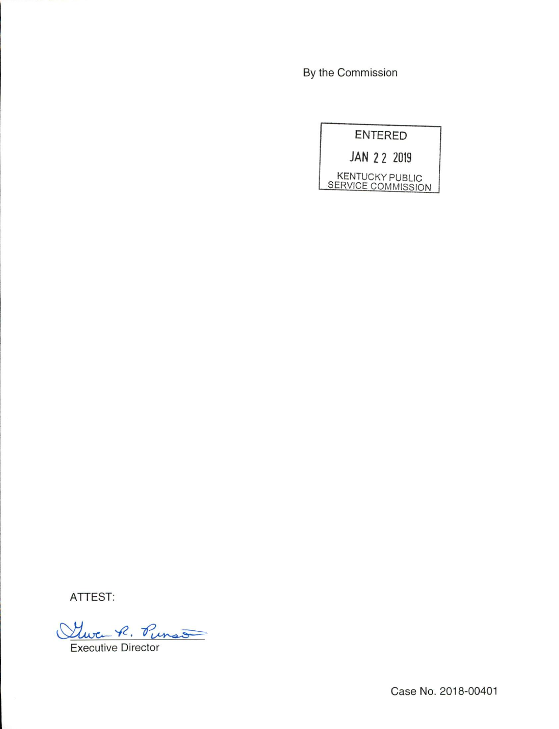By the Commission

ENTERED

JAN 22 2019

KENTUCKY PUBLIC SERVICE COMMISSION

ATTEST:

Gwen R. Pinson

Executive Director

Case No. 2018-00401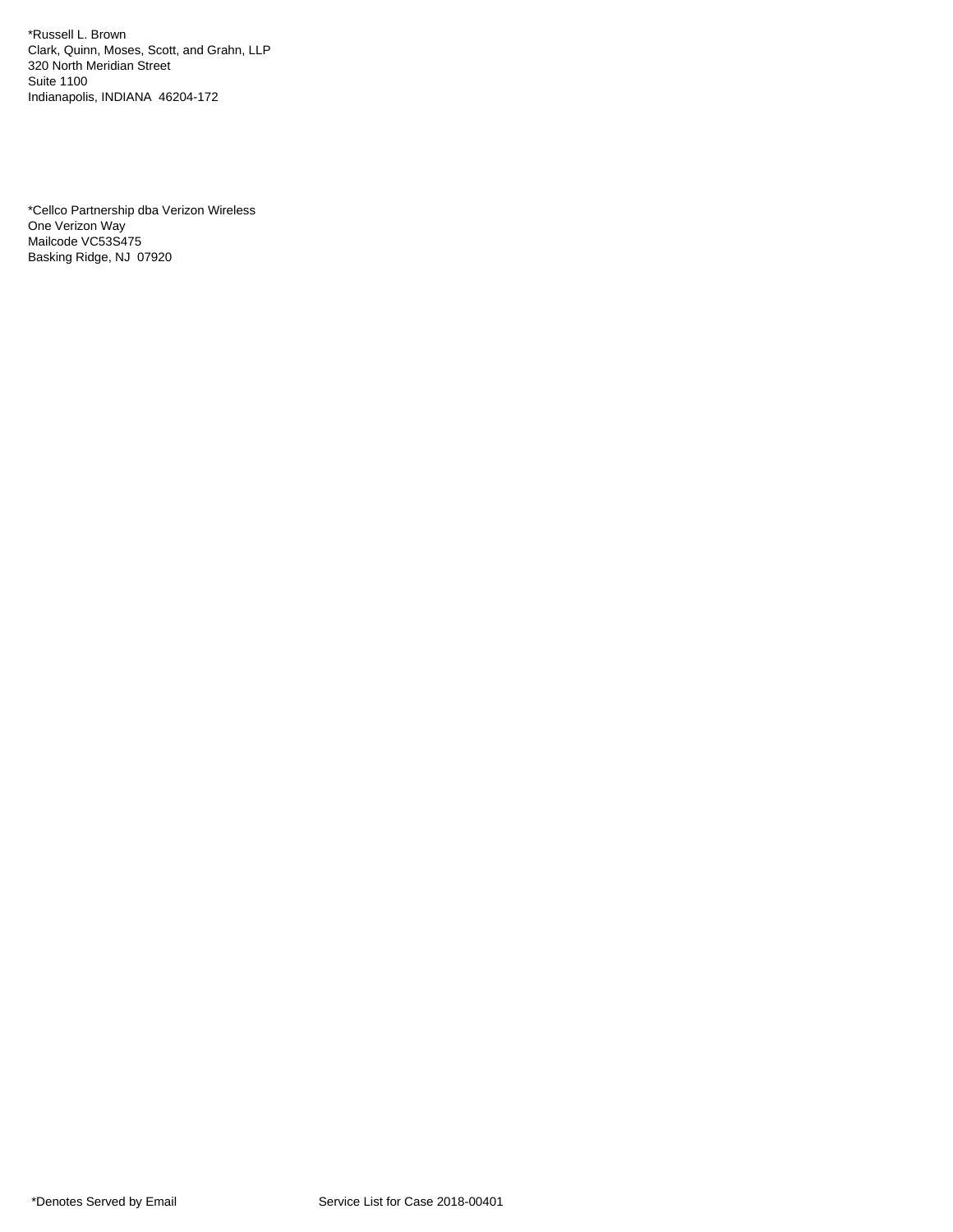*Russell L. Brown
Clark, Quinn, Moses, Scott, and Grahn, LLP
320 North Meridian Street
Suite 1100
Indianapolis, INDIANA  46204-172

*Cellco Partnership dba Verizon Wireless
One Verizon Way
Mailcode VC53S475
Basking Ridge, NJ  07920

*Denotes Served by Email

Service List for Case 2018-00401